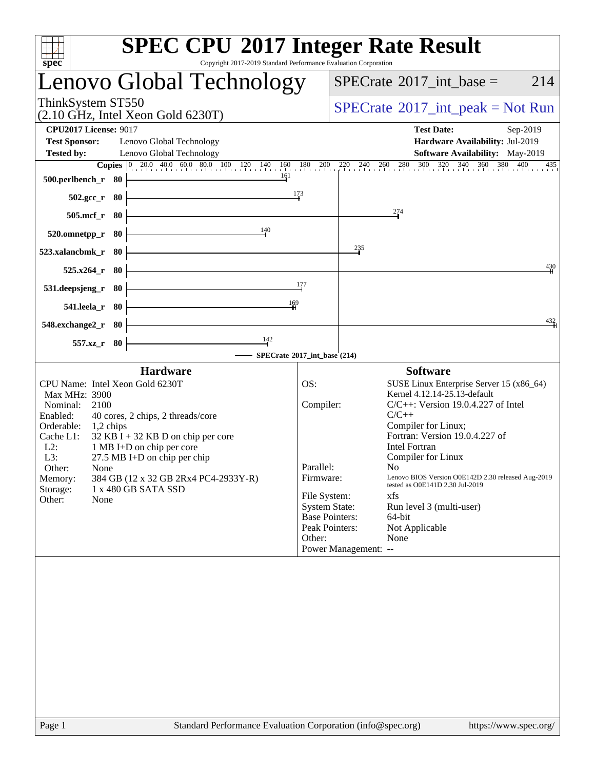# SPEC CPU 2017 Integer Rate Result

Copyright 2017-2019 Standard Performance Evaluation Corporation

## Lenovo Global Technology

ThinkSystem ST550
(2.10 GHz, Intel Xeon Gold 6230T)

SPECrate 2017_int_base = 214

SPECrate 2017_int_peak = Not Run

**CPU2017 License:** 9017
**Test Sponsor:** Lenovo Global Technology
**Tested by:** Lenovo Global Technology

**Test Date:** Sep-2019
**Hardware Availability:** Jul-2019
**Software Availability:** May-2019

| Benchmark | Copies | Base Ratio |
|---|---|---|
| 500.perlbench_r | 80 | 161 |
| 502.gcc_r | 80 | 173 |
| 505.mcf_r | 80 | 274 |
| 520.omnetpp_r | 80 | 140 |
| 523.xalancbmk_r | 80 | 235 |
| 525.x264_r | 80 | 430 |
| 531.deepsjeng_r | 80 | 177 |
| 541.leela_r | 80 | 169 |
| 548.exchange2_r | 80 | 432 |
| 557.xz_r | 80 | 142 |

SPECrate 2017_int_base (214)

### Hardware

| | |
|---|---|
| CPU Name: | Intel Xeon Gold 6230T |
| Max MHz: | 3900 |
| Nominal: | 2100 |
| Enabled: | 40 cores, 2 chips, 2 threads/core |
| Orderable: | 1,2 chips |
| Cache L1: | 32 KB I + 32 KB D on chip per core |
| L2: | 1 MB I+D on chip per core |
| L3: | 27.5 MB I+D on chip per chip |
| Other: | None |
| Memory: | 384 GB (12 x 32 GB 2Rx4 PC4-2933Y-R) |
| Storage: | 1 x 480 GB SATA SSD |
| Other: | None |

### Software

| | |
|---|---|
| OS: | SUSE Linux Enterprise Server 15 (x86_64) Kernel 4.12.14-25.13-default |
| Compiler: | C/C++: Version 19.0.4.227 of Intel C/C++ Compiler for Linux; Fortran: Version 19.0.4.227 of Intel Fortran Compiler for Linux |
| Parallel: | No |
| Firmware: | Lenovo BIOS Version O0E142D 2.30 released Aug-2019 tested as O0E141D 2.30 Jul-2019 |
| File System: | xfs |
| System State: | Run level 3 (multi-user) |
| Base Pointers: | 64-bit |
| Peak Pointers: | Not Applicable |
| Other: | None |
| Power Management: | -- |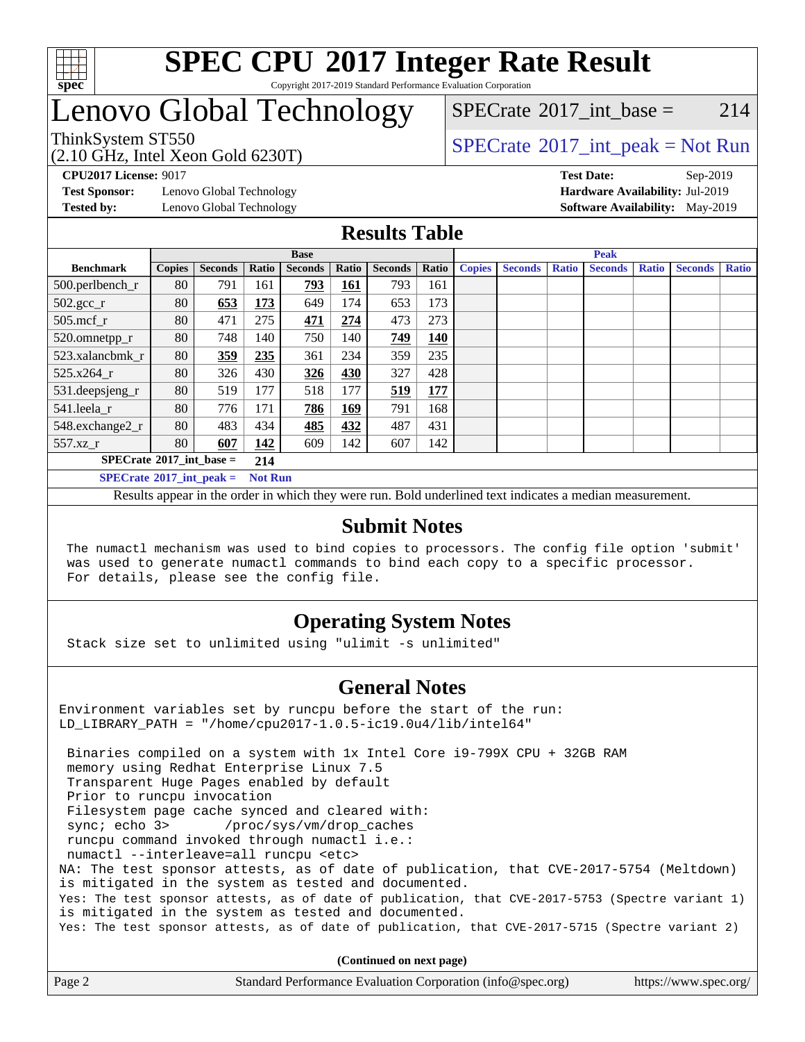# SPEC CPU 2017 Integer Rate Result

Copyright 2017-2019 Standard Performance Evaluation Corporation

# Lenovo Global Technology

ThinkSystem ST550
(2.10 GHz, Intel Xeon Gold 6230T)

SPECrate 2017_int_base = 214

SPECrate 2017_int_peak = Not Run

**CPU2017 License:** 9017
**Test Sponsor:** Lenovo Global Technology
**Tested by:** Lenovo Global Technology

**Test Date:** Sep-2019
**Hardware Availability:** Jul-2019
**Software Availability:** May-2019

## Results Table

| Benchmark | Base | | | | | | | Peak | | | | | | |
|---|---|---|---|---|---|---|---|---|---|---|---|---|---|---|
| | Copies | Seconds | Ratio | Seconds | Ratio | Seconds | Ratio | Copies | Seconds | Ratio | Seconds | Ratio | Seconds | Ratio |
| 500.perlbench_r | 80 | 791 | 161 | **793** | **161** | 793 | 161 | | | | | | | |
| 502.gcc_r | 80 | **653** | **173** | 649 | 174 | 653 | 173 | | | | | | | |
| 505.mcf_r | 80 | 471 | 275 | **471** | **274** | 473 | 273 | | | | | | | |
| 520.omnetpp_r | 80 | 748 | 140 | 750 | 140 | **749** | **140** | | | | | | | |
| 523.xalancbmk_r | 80 | **359** | **235** | 361 | 234 | 359 | 235 | | | | | | | |
| 525.x264_r | 80 | 326 | 430 | **326** | **430** | 327 | 428 | | | | | | | |
| 531.deepsjeng_r | 80 | 519 | 177 | 518 | 177 | **519** | **177** | | | | | | | |
| 541.leela_r | 80 | 776 | 171 | **786** | **169** | 791 | 168 | | | | | | | |
| 548.exchange2_r | 80 | 483 | 434 | **485** | **432** | 487 | 431 | | | | | | | |
| 557.xz_r | 80 | **607** | **142** | 609 | 142 | 607 | 142 | | | | | | | |

**SPECrate 2017_int_base = 214**

**SPECrate 2017_int_peak = Not Run**

Results appear in the order in which they were run. Bold underlined text indicates a median measurement.

## Submit Notes

```
The numactl mechanism was used to bind copies to processors. The config file option 'submit'
was used to generate numactl commands to bind each copy to a specific processor.
For details, please see the config file.
```

## Operating System Notes

```
Stack size set to unlimited using "ulimit -s unlimited"
```

## General Notes

```
Environment variables set by runcpu before the start of the run:
LD_LIBRARY_PATH = "/home/cpu2017-1.0.5-ic19.0u4/lib/intel64"

 Binaries compiled on a system with 1x Intel Core i9-799X CPU + 32GB RAM
 memory using Redhat Enterprise Linux 7.5
 Transparent Huge Pages enabled by default
 Prior to runcpu invocation
 Filesystem page cache synced and cleared with:
 sync; echo 3>       /proc/sys/vm/drop_caches
 runcpu command invoked through numactl i.e.:
 numactl --interleave=all runcpu <etc>
NA: The test sponsor attests, as of date of publication, that CVE-2017-5754 (Meltdown)
is mitigated in the system as tested and documented.
Yes: The test sponsor attests, as of date of publication, that CVE-2017-5753 (Spectre variant 1)
is mitigated in the system as tested and documented.
Yes: The test sponsor attests, as of date of publication, that CVE-2017-5715 (Spectre variant 2)
```

**(Continued on next page)**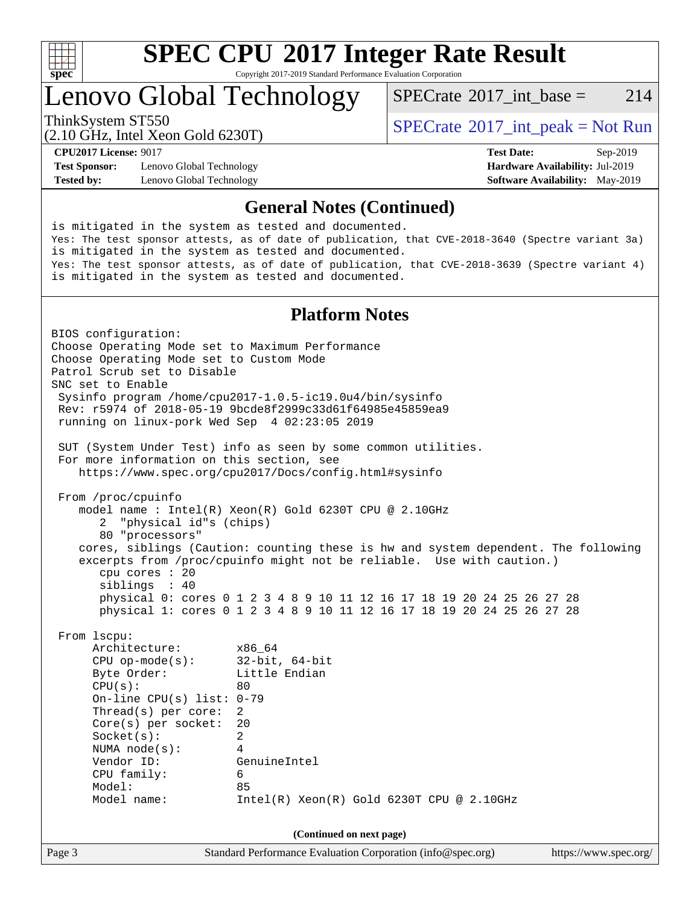# SPEC CPU 2017 Integer Rate Result

Copyright 2017-2019 Standard Performance Evaluation Corporation

## Lenovo Global Technology

ThinkSystem ST550
(2.10 GHz, Intel Xeon Gold 6230T)

SPECrate 2017_int_base = 214

SPECrate 2017_int_peak = Not Run

**CPU2017 License:** 9017
**Test Sponsor:** Lenovo Global Technology
**Tested by:** Lenovo Global Technology

**Test Date:** Sep-2019
**Hardware Availability:** Jul-2019
**Software Availability:** May-2019

## General Notes (Continued)

```
is mitigated in the system as tested and documented.
Yes: The test sponsor attests, as of date of publication, that CVE-2018-3640 (Spectre variant 3a)
is mitigated in the system as tested and documented.
Yes: The test sponsor attests, as of date of publication, that CVE-2018-3639 (Spectre variant 4)
is mitigated in the system as tested and documented.
```

## Platform Notes

```
BIOS configuration:
Choose Operating Mode set to Maximum Performance
Choose Operating Mode set to Custom Mode
Patrol Scrub set to Disable
SNC set to Enable
 Sysinfo program /home/cpu2017-1.0.5-ic19.0u4/bin/sysinfo
 Rev: r5974 of 2018-05-19 9bcde8f2999c33d61f64985e45859ea9
 running on linux-pork Wed Sep  4 02:23:05 2019

 SUT (System Under Test) info as seen by some common utilities.
 For more information on this section, see
    https://www.spec.org/cpu2017/Docs/config.html#sysinfo

 From /proc/cpuinfo
    model name : Intel(R) Xeon(R) Gold 6230T CPU @ 2.10GHz
       2  "physical id"s (chips)
       80 "processors"
    cores, siblings (Caution: counting these is hw and system dependent. The following
    excerpts from /proc/cpuinfo might not be reliable.  Use with caution.)
       cpu cores : 20
       siblings  : 40
       physical 0: cores 0 1 2 3 4 8 9 10 11 12 16 17 18 19 20 24 25 26 27 28
       physical 1: cores 0 1 2 3 4 8 9 10 11 12 16 17 18 19 20 24 25 26 27 28

 From lscpu:
      Architecture:          x86_64
      CPU op-mode(s):        32-bit, 64-bit
      Byte Order:            Little Endian
      CPU(s):                80
      On-line CPU(s) list: 0-79
      Thread(s) per core:    2
      Core(s) per socket:    20
      Socket(s):             2
      NUMA node(s):          4
      Vendor ID:             GenuineIntel
      CPU family:            6
      Model:                 85
      Model name:            Intel(R) Xeon(R) Gold 6230T CPU @ 2.10GHz
```

**(Continued on next page)**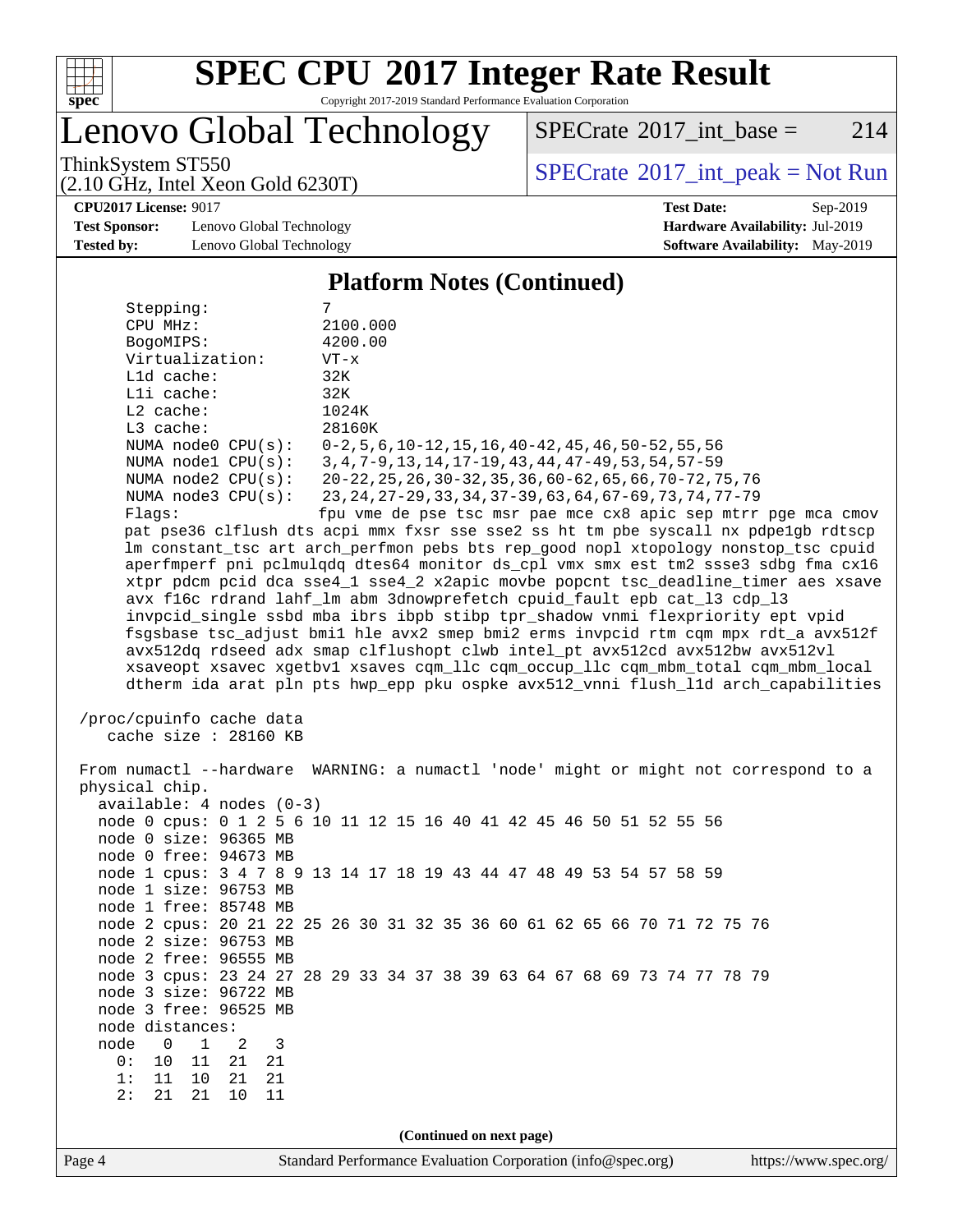# SPEC CPU 2017 Integer Rate Result

Copyright 2017-2019 Standard Performance Evaluation Corporation

## Lenovo Global Technology

ThinkSystem ST550
(2.10 GHz, Intel Xeon Gold 6230T)

SPECrate 2017_int_base = 214

SPECrate 2017_int_peak = Not Run

**CPU2017 License:** 9017
**Test Sponsor:** Lenovo Global Technology
**Tested by:** Lenovo Global Technology

**Test Date:** Sep-2019
**Hardware Availability:** Jul-2019
**Software Availability:** May-2019

### Platform Notes (Continued)

```
    Stepping:              7
    CPU MHz:               2100.000
    BogoMIPS:              4200.00
    Virtualization:        VT-x
    L1d cache:             32K
    L1i cache:             32K
    L2 cache:              1024K
    L3 cache:              28160K
    NUMA node0 CPU(s):     0-2,5,6,10-12,15,16,40-42,45,46,50-52,55,56
    NUMA node1 CPU(s):     3,4,7-9,13,14,17-19,43,44,47-49,53,54,57-59
    NUMA node2 CPU(s):     20-22,25,26,30-32,35,36,60-62,65,66,70-72,75,76
    NUMA node3 CPU(s):     23,24,27-29,33,34,37-39,63,64,67-69,73,74,77-79
    Flags:                 fpu vme de pse tsc msr pae mce cx8 apic sep mtrr pge mca cmov
    pat pse36 clflush dts acpi mmx fxsr sse sse2 ss ht tm pbe syscall nx pdpe1gb rdtscp
    lm constant_tsc art arch_perfmon pebs bts rep_good nopl xtopology nonstop_tsc cpuid
    aperfmperf pni pclmulqdq dtes64 monitor ds_cpl vmx smx est tm2 ssse3 sdbg fma cx16
    xtpr pdcm pcid dca sse4_1 sse4_2 x2apic movbe popcnt tsc_deadline_timer aes xsave
    avx f16c rdrand lahf_lm abm 3dnowprefetch cpuid_fault epb cat_l3 cdp_l3
    invpcid_single ssbd mba ibrs ibpb stibp tpr_shadow vnmi flexpriority ept vpid
    fsgsbase tsc_adjust bmi1 hle avx2 smep bmi2 erms invpcid rtm cqm mpx rdt_a avx512f
    avx512dq rdseed adx smap clflushopt clwb intel_pt avx512cd avx512bw avx512vl
    xsaveopt xsavec xgetbv1 xsaves cqm_llc cqm_occup_llc cqm_mbm_total cqm_mbm_local
    dtherm ida arat pln pts hwp_epp pku ospke avx512_vnni flush_l1d arch_capabilities

 /proc/cpuinfo cache data
    cache size : 28160 KB

 From numactl --hardware  WARNING: a numactl 'node' might or might not correspond to a
 physical chip.
   available: 4 nodes (0-3)
   node 0 cpus: 0 1 2 5 6 10 11 12 15 16 40 41 42 45 46 50 51 52 55 56
   node 0 size: 96365 MB
   node 0 free: 94673 MB
   node 1 cpus: 3 4 7 8 9 13 14 17 18 19 43 44 47 48 49 53 54 57 58 59
   node 1 size: 96753 MB
   node 1 free: 85748 MB
   node 2 cpus: 20 21 22 25 26 30 31 32 35 36 60 61 62 65 66 70 71 72 75 76
   node 2 size: 96753 MB
   node 2 free: 96555 MB
   node 3 cpus: 23 24 27 28 29 33 34 37 38 39 63 64 67 68 69 73 74 77 78 79
   node 3 size: 96722 MB
   node 3 free: 96525 MB
   node distances:
   node   0   1   2   3
     0:  10  11  21  21
     1:  11  10  21  21
     2:  21  21  10  11
```

(Continued on next page)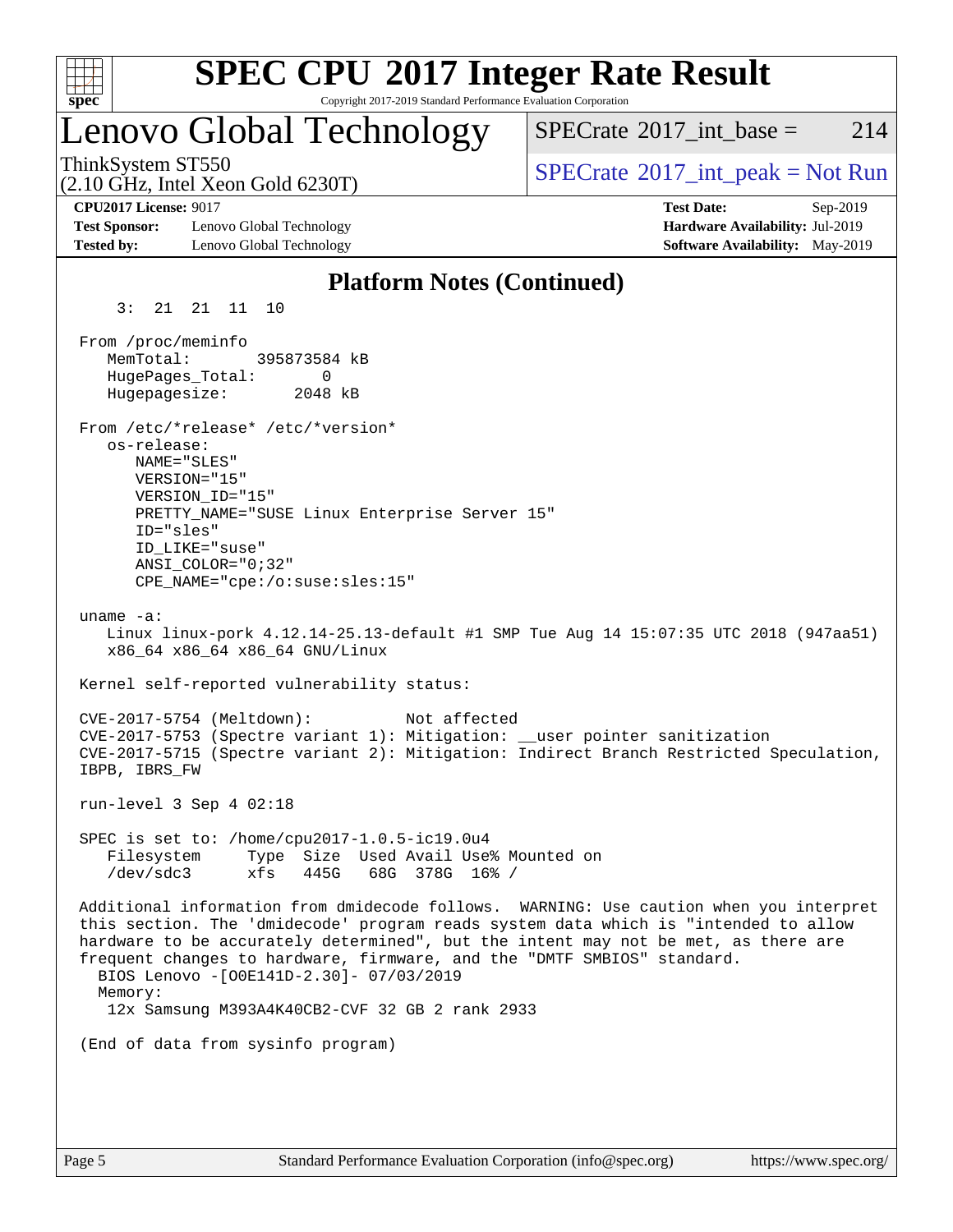## Platform Notes (Continued)

```
     3:  21  21  11  10

  From /proc/meminfo
     MemTotal:       395873584 kB
     HugePages_Total:       0
     Hugepagesize:       2048 kB

  From /etc/*release* /etc/*version*
     os-release:
        NAME="SLES"
        VERSION="15"
        VERSION_ID="15"
        PRETTY_NAME="SUSE Linux Enterprise Server 15"
        ID="sles"
        ID_LIKE="suse"
        ANSI_COLOR="0;32"
        CPE_NAME="cpe:/o:suse:sles:15"

  uname -a:
     Linux linux-pork 4.12.14-25.13-default #1 SMP Tue Aug 14 15:07:35 UTC 2018 (947aa51)
     x86_64 x86_64 x86_64 GNU/Linux

  Kernel self-reported vulnerability status:

  CVE-2017-5754 (Meltdown):          Not affected
  CVE-2017-5753 (Spectre variant 1): Mitigation: __user pointer sanitization
  CVE-2017-5715 (Spectre variant 2): Mitigation: Indirect Branch Restricted Speculation,
  IBPB, IBRS_FW

  run-level 3 Sep 4 02:18

  SPEC is set to: /home/cpu2017-1.0.5-ic19.0u4
     Filesystem     Type  Size  Used Avail Use% Mounted on
     /dev/sdc3      xfs   445G   68G  378G  16% /

  Additional information from dmidecode follows.  WARNING: Use caution when you interpret
  this section. The 'dmidecode' program reads system data which is "intended to allow
  hardware to be accurately determined", but the intent may not be met, as there are
  frequent changes to hardware, firmware, and the "DMTF SMBIOS" standard.
    BIOS Lenovo -[O0E141D-2.30]- 07/03/2019
    Memory:
     12x Samsung M393A4K40CB2-CVF 32 GB 2 rank 2933

  (End of data from sysinfo program)
```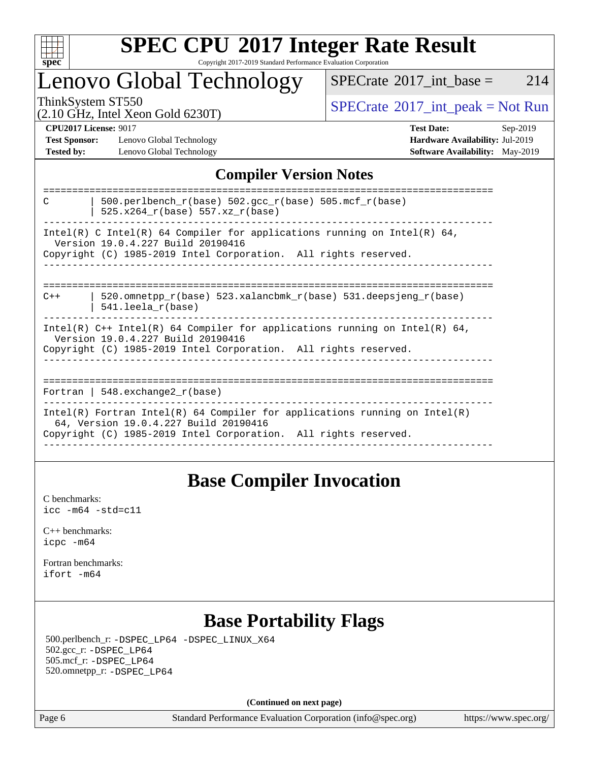# SPEC CPU 2017 Integer Rate Result

Copyright 2017-2019 Standard Performance Evaluation Corporation

## Lenovo Global Technology

ThinkSystem ST550
(2.10 GHz, Intel Xeon Gold 6230T)

SPECrate 2017_int_base = 214

SPECrate 2017_int_peak = Not Run

**CPU2017 License:** 9017
**Test Sponsor:** Lenovo Global Technology
**Tested by:** Lenovo Global Technology

**Test Date:** Sep-2019
**Hardware Availability:** Jul-2019
**Software Availability:** May-2019

## Compiler Version Notes

```
==============================================================================
C       | 500.perlbench_r(base) 502.gcc_r(base) 505.mcf_r(base)
        | 525.x264_r(base) 557.xz_r(base)
------------------------------------------------------------------------------
Intel(R) C Intel(R) 64 Compiler for applications running on Intel(R) 64,
  Version 19.0.4.227 Build 20190416
Copyright (C) 1985-2019 Intel Corporation.  All rights reserved.
------------------------------------------------------------------------------

==============================================================================
C++     | 520.omnetpp_r(base) 523.xalancbmk_r(base) 531.deepsjeng_r(base)
        | 541.leela_r(base)
------------------------------------------------------------------------------
Intel(R) C++ Intel(R) 64 Compiler for applications running on Intel(R) 64,
  Version 19.0.4.227 Build 20190416
Copyright (C) 1985-2019 Intel Corporation.  All rights reserved.
------------------------------------------------------------------------------

==============================================================================
Fortran | 548.exchange2_r(base)
------------------------------------------------------------------------------
Intel(R) Fortran Intel(R) 64 Compiler for applications running on Intel(R)
  64, Version 19.0.4.227 Build 20190416
Copyright (C) 1985-2019 Intel Corporation.  All rights reserved.
------------------------------------------------------------------------------
```

## Base Compiler Invocation

C benchmarks:
`icc -m64 -std=c11`

C++ benchmarks:
`icpc -m64`

Fortran benchmarks:
`ifort -m64`

## Base Portability Flags

500.perlbench_r: `-DSPEC_LP64 -DSPEC_LINUX_X64`
502.gcc_r: `-DSPEC_LP64`
505.mcf_r: `-DSPEC_LP64`
520.omnetpp_r: `-DSPEC_LP64`

**(Continued on next page)**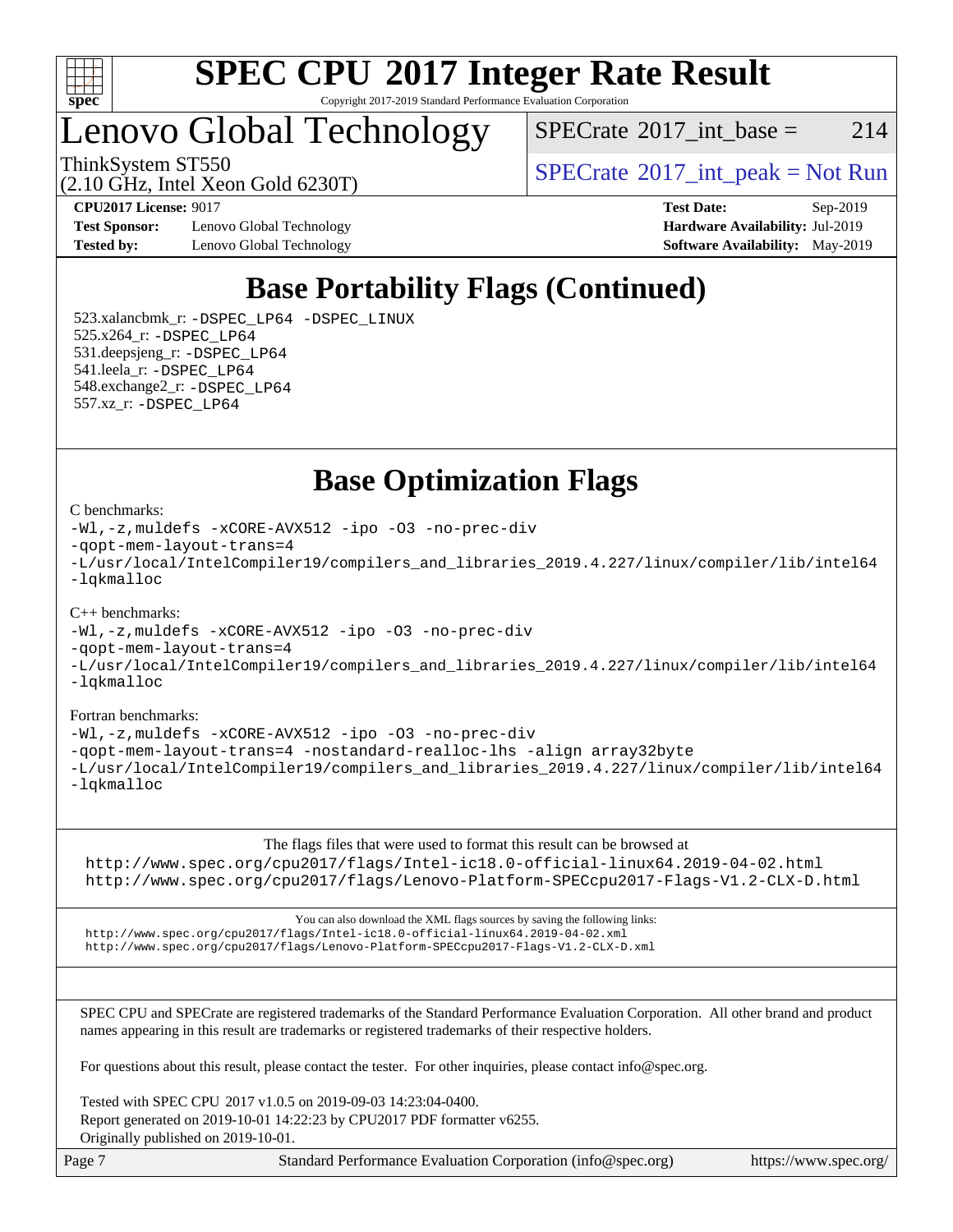# SPEC CPU 2017 Integer Rate Result

Copyright 2017-2019 Standard Performance Evaluation Corporation

# Lenovo Global Technology

ThinkSystem ST550
(2.10 GHz, Intel Xeon Gold 6230T)

SPECrate 2017_int_base = 214

SPECrate 2017_int_peak = Not Run

**CPU2017 License:** 9017
**Test Sponsor:** Lenovo Global Technology
**Tested by:** Lenovo Global Technology

**Test Date:** Sep-2019
**Hardware Availability:** Jul-2019
**Software Availability:** May-2019

## Base Portability Flags (Continued)

523.xalancbmk_r: -DSPEC_LP64 -DSPEC_LINUX
525.x264_r: -DSPEC_LP64
531.deepsjeng_r: -DSPEC_LP64
541.leela_r: -DSPEC_LP64
548.exchange2_r: -DSPEC_LP64
557.xz_r: -DSPEC_LP64

## Base Optimization Flags

C benchmarks:

```
-Wl,-z,muldefs -xCORE-AVX512 -ipo -O3 -no-prec-div
-qopt-mem-layout-trans=4
-L/usr/local/IntelCompiler19/compilers_and_libraries_2019.4.227/linux/compiler/lib/intel64
-lqkmalloc
```

C++ benchmarks:

```
-Wl,-z,muldefs -xCORE-AVX512 -ipo -O3 -no-prec-div
-qopt-mem-layout-trans=4
-L/usr/local/IntelCompiler19/compilers_and_libraries_2019.4.227/linux/compiler/lib/intel64
-lqkmalloc
```

Fortran benchmarks:

```
-Wl,-z,muldefs -xCORE-AVX512 -ipo -O3 -no-prec-div
-qopt-mem-layout-trans=4 -nostandard-realloc-lhs -align array32byte
-L/usr/local/IntelCompiler19/compilers_and_libraries_2019.4.227/linux/compiler/lib/intel64
-lqkmalloc
```

The flags files that were used to format this result can be browsed at
http://www.spec.org/cpu2017/flags/Intel-ic18.0-official-linux64.2019-04-02.html
http://www.spec.org/cpu2017/flags/Lenovo-Platform-SPECcpu2017-Flags-V1.2-CLX-D.html

You can also download the XML flags sources by saving the following links:
http://www.spec.org/cpu2017/flags/Intel-ic18.0-official-linux64.2019-04-02.xml
http://www.spec.org/cpu2017/flags/Lenovo-Platform-SPECcpu2017-Flags-V1.2-CLX-D.xml

SPEC CPU and SPECrate are registered trademarks of the Standard Performance Evaluation Corporation. All other brand and product names appearing in this result are trademarks or registered trademarks of their respective holders.

For questions about this result, please contact the tester. For other inquiries, please contact info@spec.org.

Tested with SPEC CPU 2017 v1.0.5 on 2019-09-03 14:23:04-0400.
Report generated on 2019-10-01 14:22:23 by CPU2017 PDF formatter v6255.
Originally published on 2019-10-01.